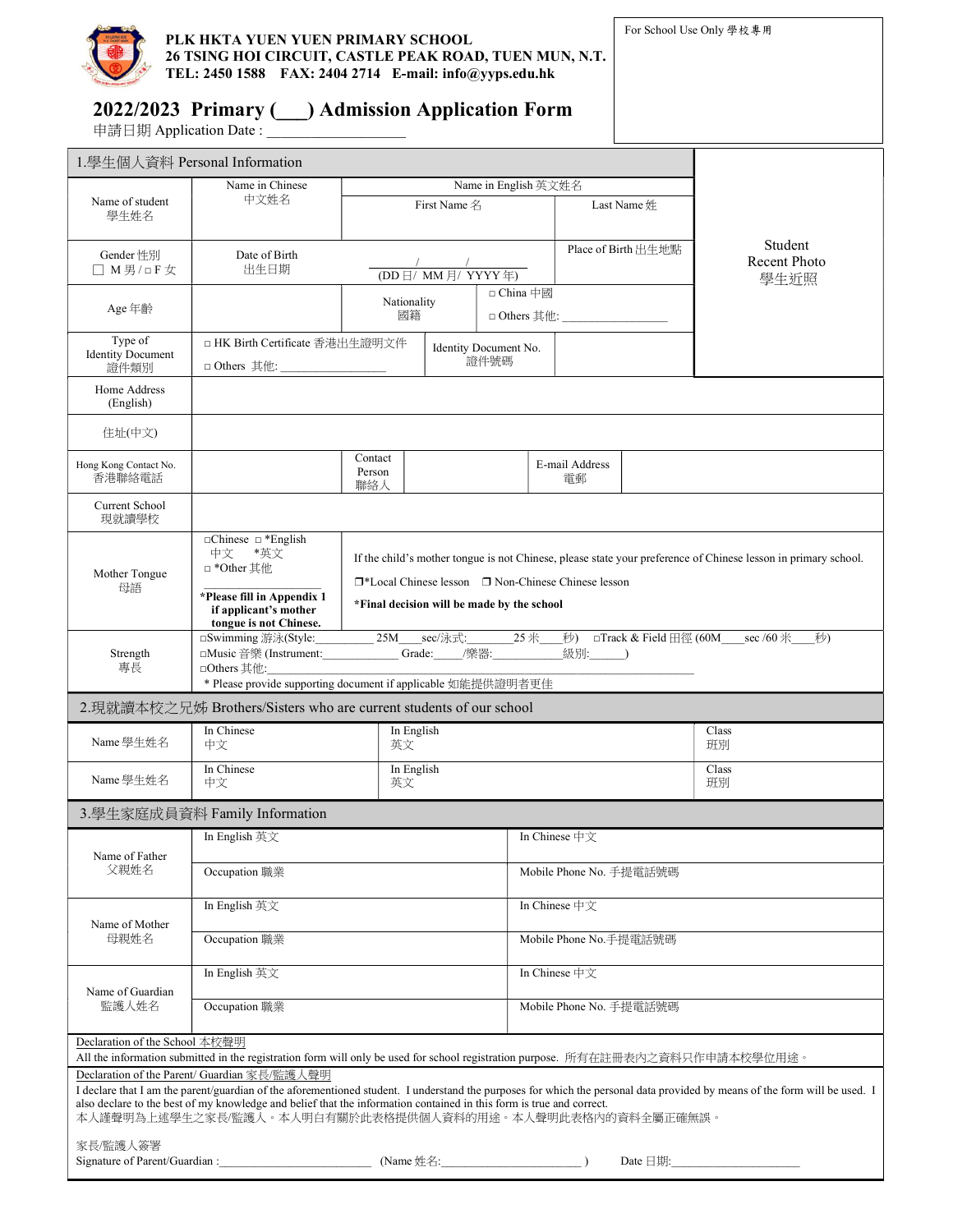**PLK HKTA YUEN YUEN PRIMARY SCHOOL**
**26 TSING HOI CIRCUIT, CASTLE PEAK ROAD, TUEN MUN, N.T.**
**TEL: 2450 1588 FAX: 2404 2714 E-mail: info@yyps.edu.hk**

For School Use Only 學校專用

# 2022/2023 Primary (___) Admission Application Form

申請日期 Application Date : __________________

## 1.學生個人資料 Personal Information

| | | | | | Student Recent Photo 學生近照 |
|---|---|---|---|---|---|
| Name of student 學生姓名 | Name in Chinese 中文姓名 | Name in English 英文姓名 First Name 名 | | Last Name 姓 | |
| Gender 性別 ☐ M 男 / □ F 女 | Date of Birth 出生日期 | ___/___/___ (DD 日/ MM 月/ YYYY 年) | | Place of Birth 出生地點 | |
| Age 年齡 | | Nationality 國籍 | □ China 中國 □ Others 其他: ________________ | | |
| Type of Identity Document 證件類別 | □ HK Birth Certificate 香港出生證明文件 □ Others 其他: ________________ | Identity Document No. 證件號碼 | | | |
| Home Address (English) | | | | | |
| 住址(中文) | | | | | |
| Hong Kong Contact No. 香港聯絡電話 | | Contact Person 聯絡人 | | E-mail Address 電郵 | |
| Current School 現就讀學校 | | | | | |
| Mother Tongue 母語 | □Chinese 中文 □ *English *英文 □ *Other 其他 ________________ **\*Please fill in Appendix 1 if applicant's mother tongue is not Chinese.** | If the child's mother tongue is not Chinese, please state your preference of Chinese lesson in primary school. ❒*Local Chinese lesson ❒ Non-Chinese Chinese lesson **\*Final decision will be made by the school** | | | |
| Strength 專長 | □Swimming 游泳(Style:________ 25M___sec/泳式:_______25 米___秒) □Track & Field 田徑 (60M____sec /60 米____秒) □Music 音樂 (Instrument:____________ Grade:_____/樂器:___________級別:______) □Others 其他:________________ * Please provide supporting document if applicable 如能提供證明者更佳 | | | | |

## 2.現就讀本校之兄姊 Brothers/Sisters who are current students of our school

| | | | |
|---|---|---|---|
| Name 學生姓名 | In Chinese 中文 | In English 英文 | Class 班別 |
| Name 學生姓名 | In Chinese 中文 | In English 英文 | Class 班別 |

## 3.學生家庭成員資料 Family Information

| | | |
|---|---|---|
| Name of Father 父親姓名 | In English 英文 | In Chinese 中文 |
| | Occupation 職業 | Mobile Phone No. 手提電話號碼 |
| Name of Mother 母親姓名 | In English 英文 | In Chinese 中文 |
| | Occupation 職業 | Mobile Phone No.手提電話號碼 |
| Name of Guardian 監護人姓名 | In English 英文 | In Chinese 中文 |
| | Occupation 職業 | Mobile Phone No. 手提電話號碼 |

Declaration of the School 本校聲明

All the information submitted in the registration form will only be used for school registration purpose. 所有在註冊表內之資料只作申請本校學位用途。

Declaration of the Parent/ Guardian 家長/監護人聲明

I declare that I am the parent/guardian of the aforementioned student. I understand the purposes for which the personal data provided by means of the form will be used. I also declare to the best of my knowledge and belief that the information contained in this form is true and correct.
本人謹聲明為上述學生之家長/監護人。本人明白有關於此表格提供個人資料的用途。本人聲明此表格內的資料全屬正確無誤。

家長/監護人簽署
Signature of Parent/Guardian :________________________ (Name 姓名:______________________ ) Date 日期:_____________________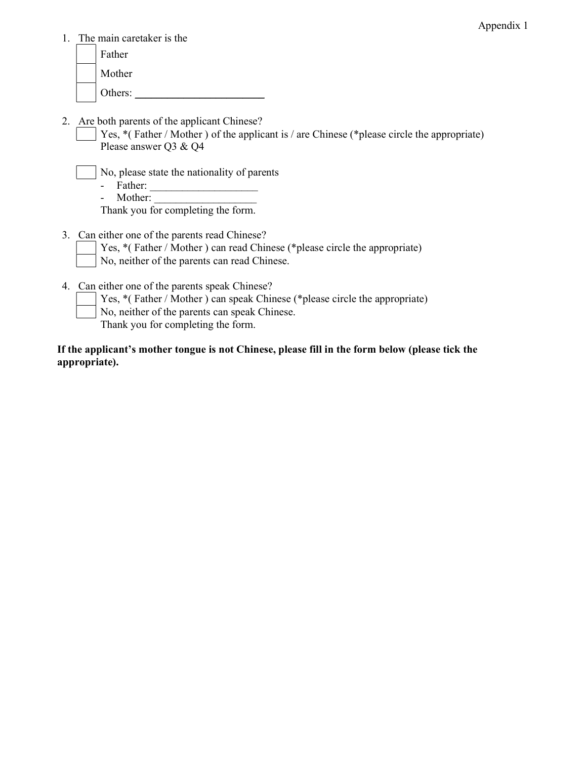Appendix 1

1. The main caretaker is the
   - ☐ Father
   - ☐ Mother
   - ☐ Others: ________________________

2. Are both parents of the applicant Chinese?
   - ☐ Yes, *( Father / Mother ) of the applicant is / are Chinese (*please circle the appropriate)
     Please answer Q3 & Q4
   - ☐ No, please state the nationality of parents
     - Father: ___________________
     - Mother: ___________________

     Thank you for completing the form.

3. Can either one of the parents read Chinese?
   - ☐ Yes, *( Father / Mother ) can read Chinese (*please circle the appropriate)
   - ☐ No, neither of the parents can read Chinese.

4. Can either one of the parents speak Chinese?
   - ☐ Yes, *( Father / Mother ) can speak Chinese (*please circle the appropriate)
   - ☐ No, neither of the parents can speak Chinese.

     Thank you for completing the form.

**If the applicant's mother tongue is not Chinese, please fill in the form below (please tick the appropriate).**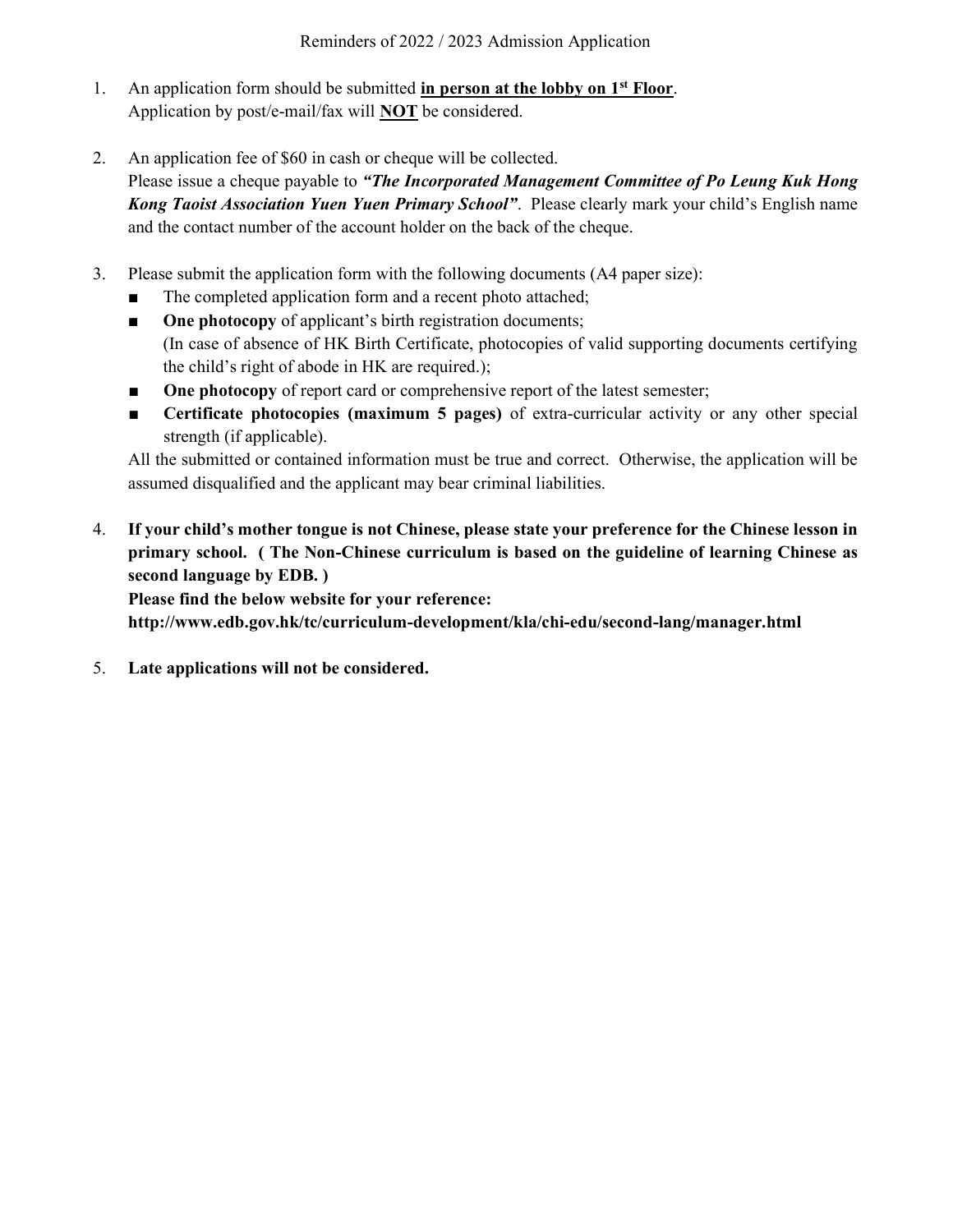# Reminders of 2022 / 2023 Admission Application

1. An application form should be submitted **in person at the lobby on 1st Floor**.
   Application by post/e-mail/fax will **NOT** be considered.

2. An application fee of $60 in cash or cheque will be collected.
   Please issue a cheque payable to ***"The Incorporated Management Committee of Po Leung Kuk Hong Kong Taoist Association Yuen Yuen Primary School"***. Please clearly mark your child's English name and the contact number of the account holder on the back of the cheque.

3. Please submit the application form with the following documents (A4 paper size):
   - The completed application form and a recent photo attached;
   - **One photocopy** of applicant's birth registration documents;
     (In case of absence of HK Birth Certificate, photocopies of valid supporting documents certifying the child's right of abode in HK are required.);
   - **One photocopy** of report card or comprehensive report of the latest semester;
   - **Certificate photocopies (maximum 5 pages)** of extra-curricular activity or any other special strength (if applicable).

   All the submitted or contained information must be true and correct. Otherwise, the application will be assumed disqualified and the applicant may bear criminal liabilities.

4. **If your child's mother tongue is not Chinese, please state your preference for the Chinese lesson in primary school. ( The Non-Chinese curriculum is based on the guideline of learning Chinese as second language by EDB. )**
   **Please find the below website for your reference:**
   **http://www.edb.gov.hk/tc/curriculum-development/kla/chi-edu/second-lang/manager.html**

5. **Late applications will not be considered.**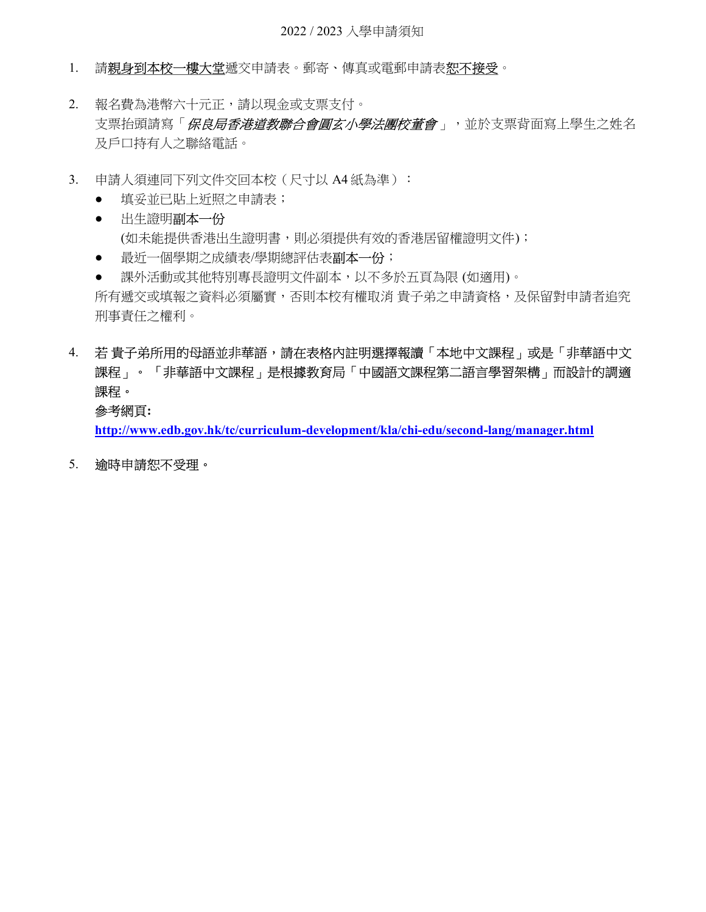# 2022 / 2023 入學申請須知

1. 請親身到本校一樓大堂遞交申請表。郵寄、傳真或電郵申請表恕不接受。

2. 報名費為港幣六十元正，請以現金或支票支付。
   支票抬頭請寫「*保良局香港道教聯合會圓玄小學法團校董會*」，並於支票背面寫上學生之姓名及戶口持有人之聯絡電話。

3. 申請人須連同下列文件交回本校（尺寸以 A4 紙為準）：
   - 填妥並已貼上近照之申請表；
   - 出生證明副本一份
     (如未能提供香港出生證明書，則必須提供有效的香港居留權證明文件)；
   - 最近一個學期之成績表/學期總評估表副本一份；
   - 課外活動或其他特別專長證明文件副本，以不多於五頁為限 (如適用)。

   所有遞交或填報之資料必須屬實，否則本校有權取消 貴子弟之申請資格，及保留對申請者追究刑事責任之權利。

4. 若 貴子弟所用的母語並非華語，請在表格內註明選擇報讀「本地中文課程」或是「非華語中文課程」。「非華語中文課程」是根據教育局「中國語文課程第二語言學習架構」而設計的調適課程。
   **參考網頁:**
   **http://www.edb.gov.hk/tc/curriculum-development/kla/chi-edu/second-lang/manager.html**

5. 逾時申請恕不受理。